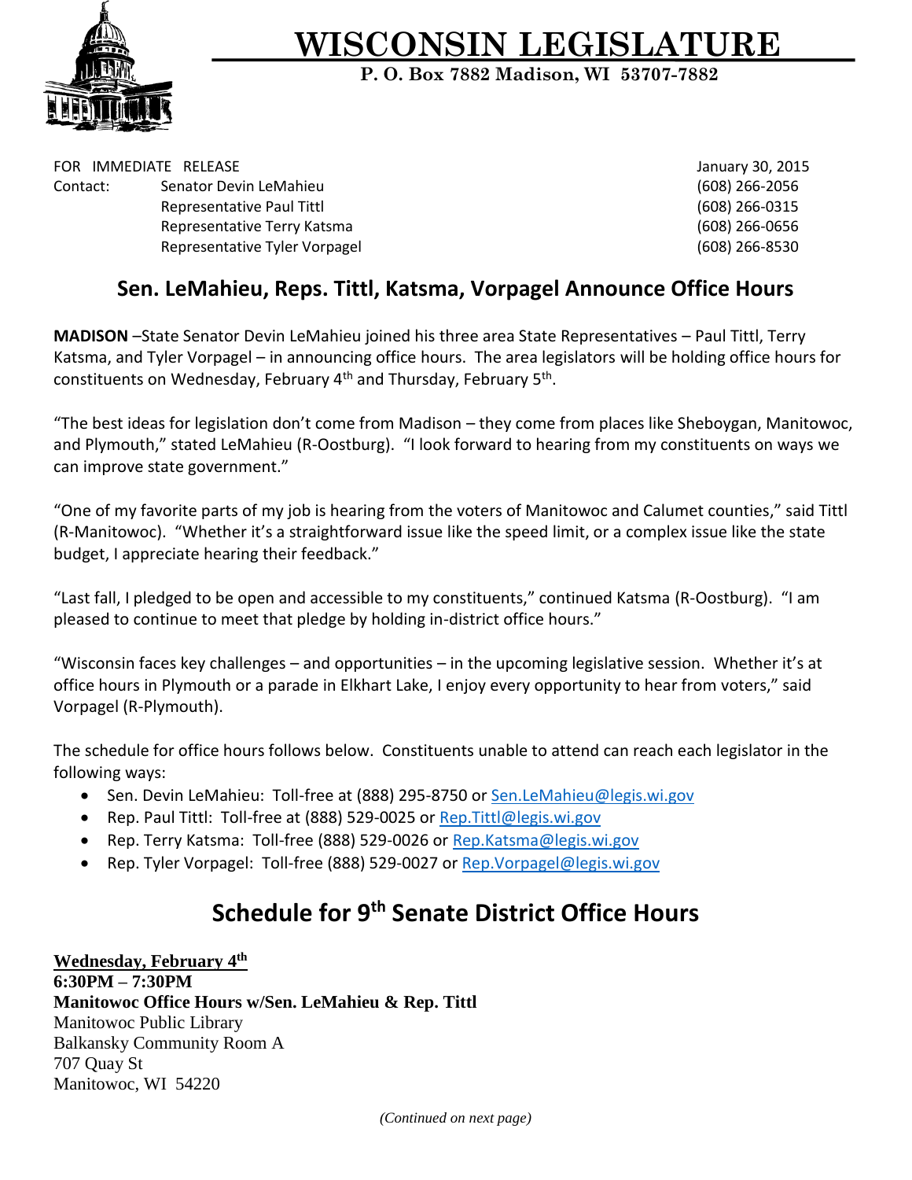# WISCONSIN LEGISLATURE

**P. O. Box 7882 Madison, WI 53707-7882**

FOR IMMEDIATE RELEASE — January 30, 2015

Contact:
- Senator Devin LeMahieu (608) 266-2056
- Representative Paul Tittl (608) 266-0315
- Representative Terry Katsma (608) 266-0656
- Representative Tyler Vorpagel (608) 266-8530

## Sen. LeMahieu, Reps. Tittl, Katsma, Vorpagel Announce Office Hours

**MADISON** –State Senator Devin LeMahieu joined his three area State Representatives – Paul Tittl, Terry Katsma, and Tyler Vorpagel – in announcing office hours. The area legislators will be holding office hours for constituents on Wednesday, February 4th and Thursday, February 5th.

"The best ideas for legislation don't come from Madison – they come from places like Sheboygan, Manitowoc, and Plymouth," stated LeMahieu (R-Oostburg). "I look forward to hearing from my constituents on ways we can improve state government."

"One of my favorite parts of my job is hearing from the voters of Manitowoc and Calumet counties," said Tittl (R-Manitowoc). "Whether it's a straightforward issue like the speed limit, or a complex issue like the state budget, I appreciate hearing their feedback."

"Last fall, I pledged to be open and accessible to my constituents," continued Katsma (R-Oostburg). "I am pleased to continue to meet that pledge by holding in-district office hours."

"Wisconsin faces key challenges – and opportunities – in the upcoming legislative session. Whether it's at office hours in Plymouth or a parade in Elkhart Lake, I enjoy every opportunity to hear from voters," said Vorpagel (R-Plymouth).

The schedule for office hours follows below. Constituents unable to attend can reach each legislator in the following ways:

- Sen. Devin LeMahieu: Toll-free at (888) 295-8750 or Sen.LeMahieu@legis.wi.gov
- Rep. Paul Tittl: Toll-free at (888) 529-0025 or Rep.Tittl@legis.wi.gov
- Rep. Terry Katsma: Toll-free (888) 529-0026 or Rep.Katsma@legis.wi.gov
- Rep. Tyler Vorpagel: Toll-free (888) 529-0027 or Rep.Vorpagel@legis.wi.gov

## Schedule for 9th Senate District Office Hours

**Wednesday, February 4th**
**6:30PM – 7:30PM**
**Manitowoc Office Hours w/Sen. LeMahieu & Rep. Tittl**
Manitowoc Public Library
Balkansky Community Room A
707 Quay St
Manitowoc, WI 54220

*(Continued on next page)*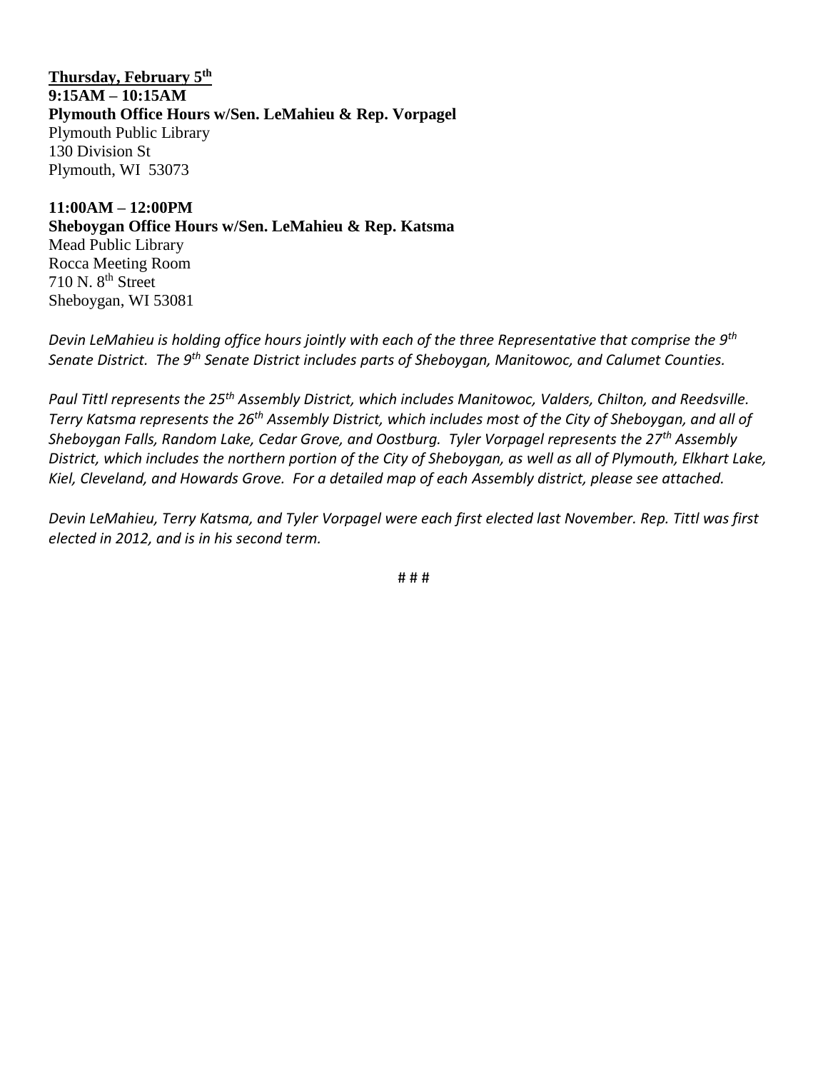**Thursday, February 5th**
**9:15AM – 10:15AM**
**Plymouth Office Hours w/Sen. LeMahieu & Rep. Vorpagel**
Plymouth Public Library
130 Division St
Plymouth, WI 53073

**11:00AM – 12:00PM**
**Sheboygan Office Hours w/Sen. LeMahieu & Rep. Katsma**
Mead Public Library
Rocca Meeting Room
710 N. 8th Street
Sheboygan, WI 53081

*Devin LeMahieu is holding office hours jointly with each of the three Representative that comprise the 9th Senate District. The 9th Senate District includes parts of Sheboygan, Manitowoc, and Calumet Counties.*

*Paul Tittl represents the 25th Assembly District, which includes Manitowoc, Valders, Chilton, and Reedsville. Terry Katsma represents the 26th Assembly District, which includes most of the City of Sheboygan, and all of Sheboygan Falls, Random Lake, Cedar Grove, and Oostburg. Tyler Vorpagel represents the 27th Assembly District, which includes the northern portion of the City of Sheboygan, as well as all of Plymouth, Elkhart Lake, Kiel, Cleveland, and Howards Grove. For a detailed map of each Assembly district, please see attached.*

*Devin LeMahieu, Terry Katsma, and Tyler Vorpagel were each first elected last November. Rep. Tittl was first elected in 2012, and is in his second term.*

# # #